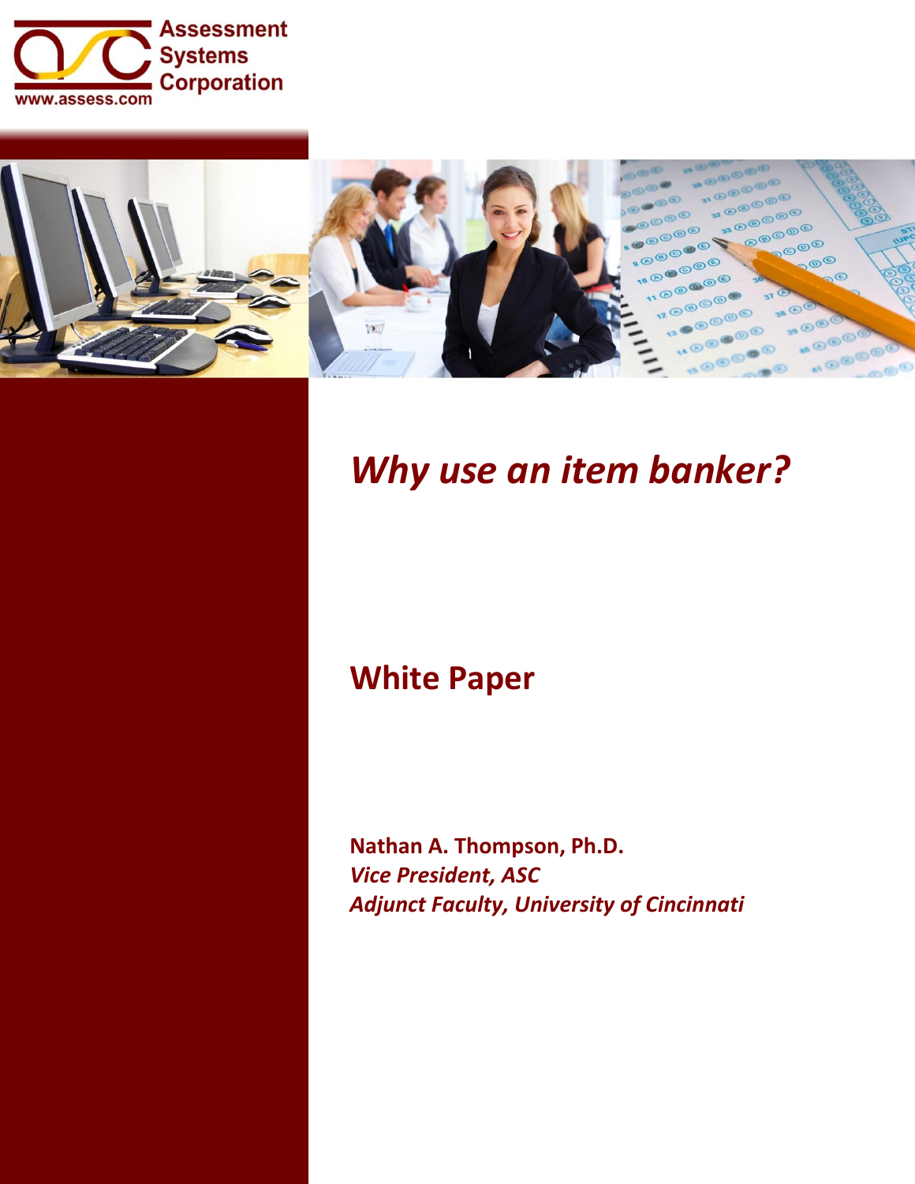Assessment Systems Corporation

www.assess.com

# *Why use an item banker?*

## White Paper

**Nathan A. Thompson, Ph.D.**
***Vice President, ASC***
***Adjunct Faculty, University of Cincinnati***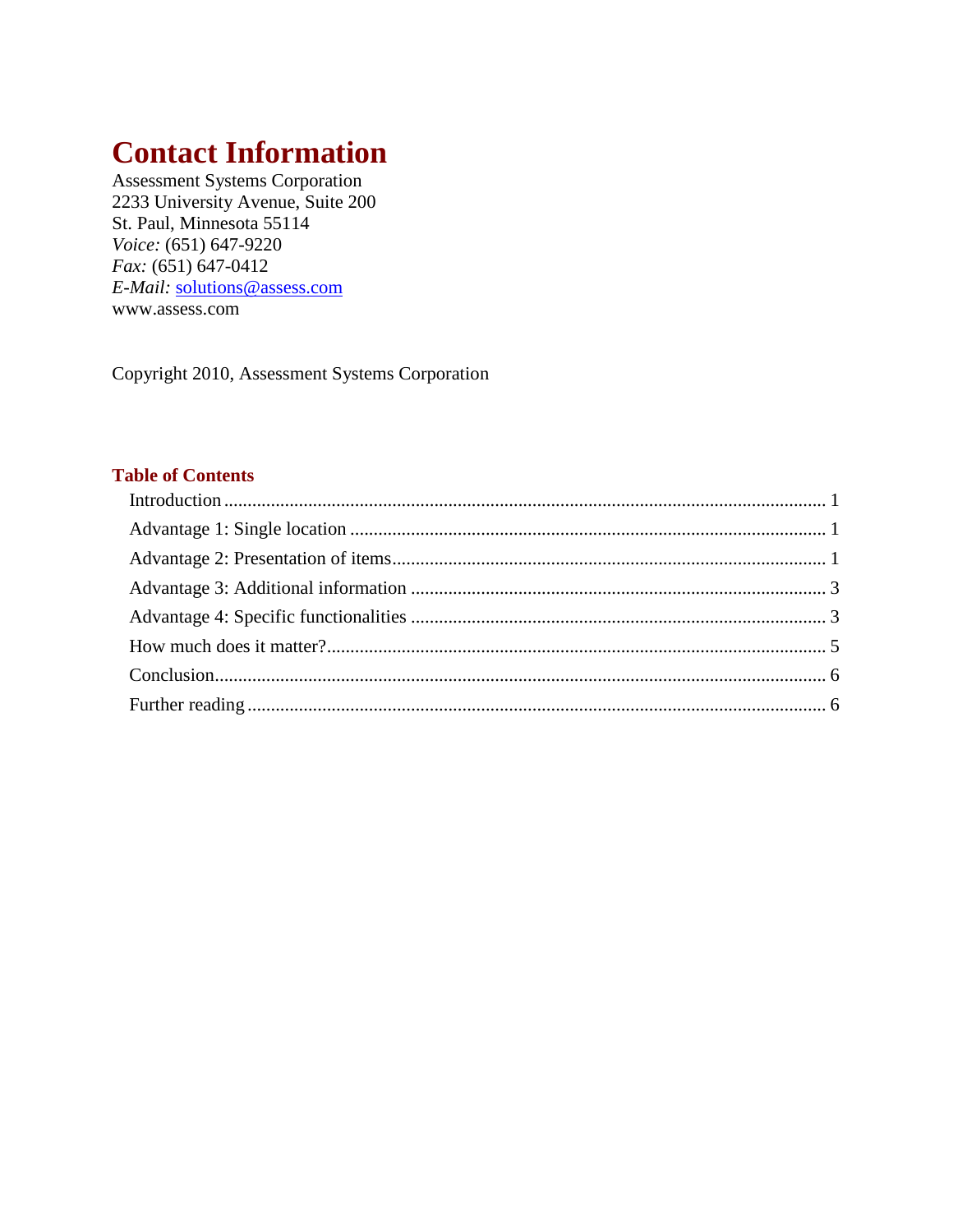# Contact Information

Assessment Systems Corporation
2233 University Avenue, Suite 200
St. Paul, Minnesota 55114
*Voice:* (651) 647-9220
*Fax:* (651) 647-0412
*E-Mail:* solutions@assess.com
www.assess.com

Copyright 2010, Assessment Systems Corporation

## Table of Contents

- Introduction ........ 1
- Advantage 1: Single location ........ 1
- Advantage 2: Presentation of items ........ 1
- Advantage 3: Additional information ........ 3
- Advantage 4: Specific functionalities ........ 3
- How much does it matter? ........ 5
- Conclusion ........ 6
- Further reading ........ 6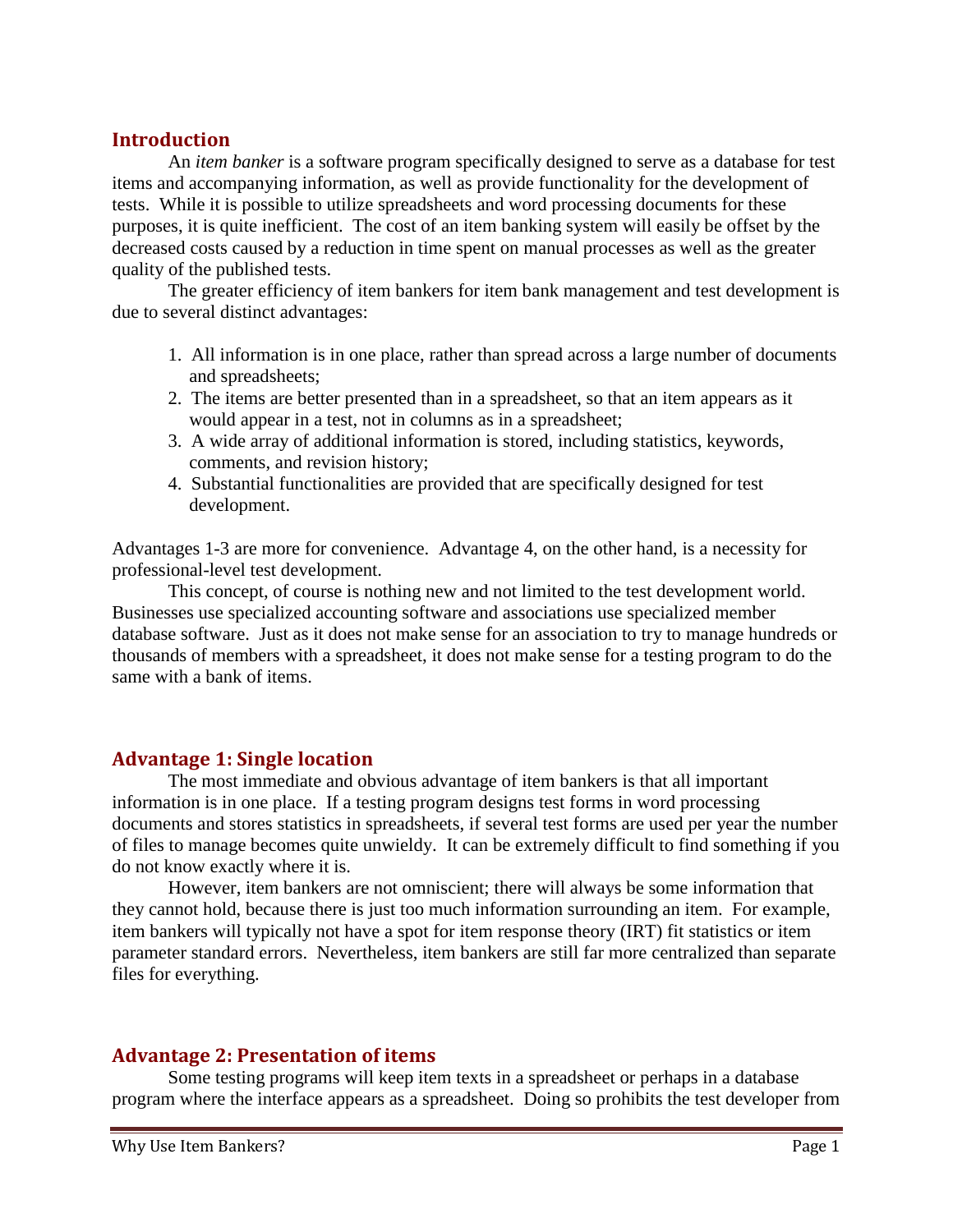## Introduction

An *item banker* is a software program specifically designed to serve as a database for test items and accompanying information, as well as provide functionality for the development of tests. While it is possible to utilize spreadsheets and word processing documents for these purposes, it is quite inefficient. The cost of an item banking system will easily be offset by the decreased costs caused by a reduction in time spent on manual processes as well as the greater quality of the published tests.

The greater efficiency of item bankers for item bank management and test development is due to several distinct advantages:

1. All information is in one place, rather than spread across a large number of documents and spreadsheets;
2. The items are better presented than in a spreadsheet, so that an item appears as it would appear in a test, not in columns as in a spreadsheet;
3. A wide array of additional information is stored, including statistics, keywords, comments, and revision history;
4. Substantial functionalities are provided that are specifically designed for test development.

Advantages 1-3 are more for convenience. Advantage 4, on the other hand, is a necessity for professional-level test development.

This concept, of course is nothing new and not limited to the test development world. Businesses use specialized accounting software and associations use specialized member database software. Just as it does not make sense for an association to try to manage hundreds or thousands of members with a spreadsheet, it does not make sense for a testing program to do the same with a bank of items.

## Advantage 1: Single location

The most immediate and obvious advantage of item bankers is that all important information is in one place. If a testing program designs test forms in word processing documents and stores statistics in spreadsheets, if several test forms are used per year the number of files to manage becomes quite unwieldy. It can be extremely difficult to find something if you do not know exactly where it is.

However, item bankers are not omniscient; there will always be some information that they cannot hold, because there is just too much information surrounding an item. For example, item bankers will typically not have a spot for item response theory (IRT) fit statistics or item parameter standard errors. Nevertheless, item bankers are still far more centralized than separate files for everything.

## Advantage 2: Presentation of items

Some testing programs will keep item texts in a spreadsheet or perhaps in a database program where the interface appears as a spreadsheet. Doing so prohibits the test developer from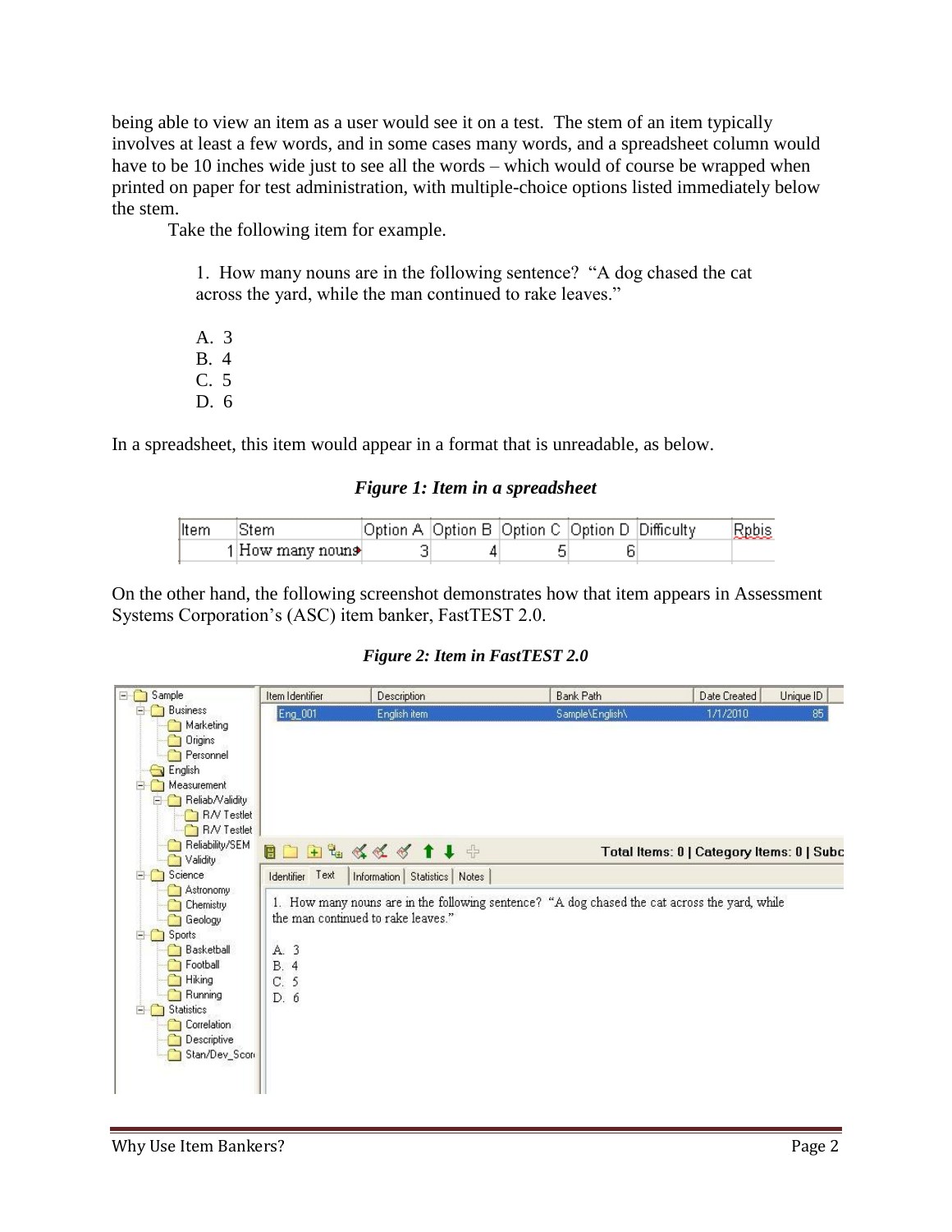being able to view an item as a user would see it on a test. The stem of an item typically involves at least a few words, and in some cases many words, and a spreadsheet column would have to be 10 inches wide just to see all the words – which would of course be wrapped when printed on paper for test administration, with multiple-choice options listed immediately below the stem.

Take the following item for example.

> 1. How many nouns are in the following sentence? "A dog chased the cat across the yard, while the man continued to rake leaves."
>
> A. 3
> B. 4
> C. 5
> D. 6

In a spreadsheet, this item would appear in a format that is unreadable, as below.

***Figure 1: Item in a spreadsheet***

| Item | Stem | Option A | Option B | Option C | Option D | Difficulty | Rpbis |
|---|---|---|---|---|---|---|---|
| 1 | How many nouns | 3 | 4 | 5 | 6 | | |

On the other hand, the following screenshot demonstrates how that item appears in Assessment Systems Corporation's (ASC) item banker, FastTEST 2.0.

***Figure 2: Item in FastTEST 2.0***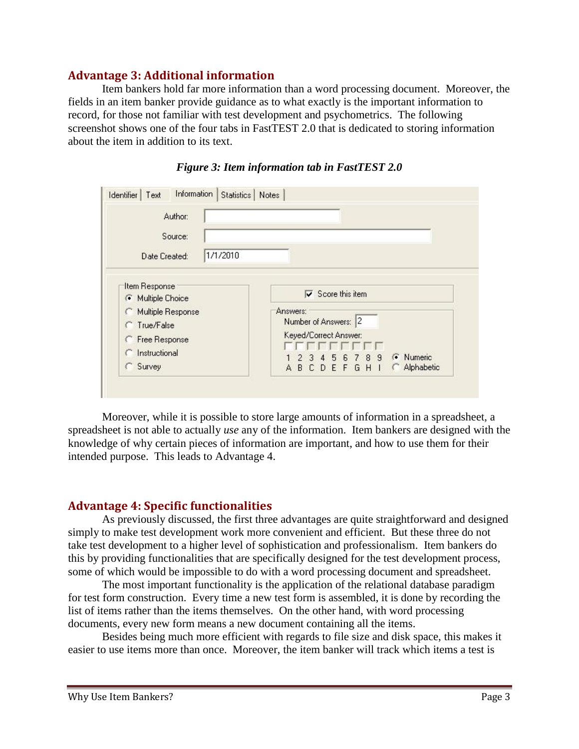## Advantage 3: Additional information

Item bankers hold far more information than a word processing document. Moreover, the fields in an item banker provide guidance as to what exactly is the important information to record, for those not familiar with test development and psychometrics. The following screenshot shows one of the four tabs in FastTEST 2.0 that is dedicated to storing information about the item in addition to its text.

***Figure 3: Item information tab in FastTEST 2.0***

Moreover, while it is possible to store large amounts of information in a spreadsheet, a spreadsheet is not able to actually *use* any of the information. Item bankers are designed with the knowledge of why certain pieces of information are important, and how to use them for their intended purpose. This leads to Advantage 4.

## Advantage 4: Specific functionalities

As previously discussed, the first three advantages are quite straightforward and designed simply to make test development work more convenient and efficient. But these three do not take test development to a higher level of sophistication and professionalism. Item bankers do this by providing functionalities that are specifically designed for the test development process, some of which would be impossible to do with a word processing document and spreadsheet.

The most important functionality is the application of the relational database paradigm for test form construction. Every time a new test form is assembled, it is done by recording the list of items rather than the items themselves. On the other hand, with word processing documents, every new form means a new document containing all the items.

Besides being much more efficient with regards to file size and disk space, this makes it easier to use items more than once. Moreover, the item banker will track which items a test is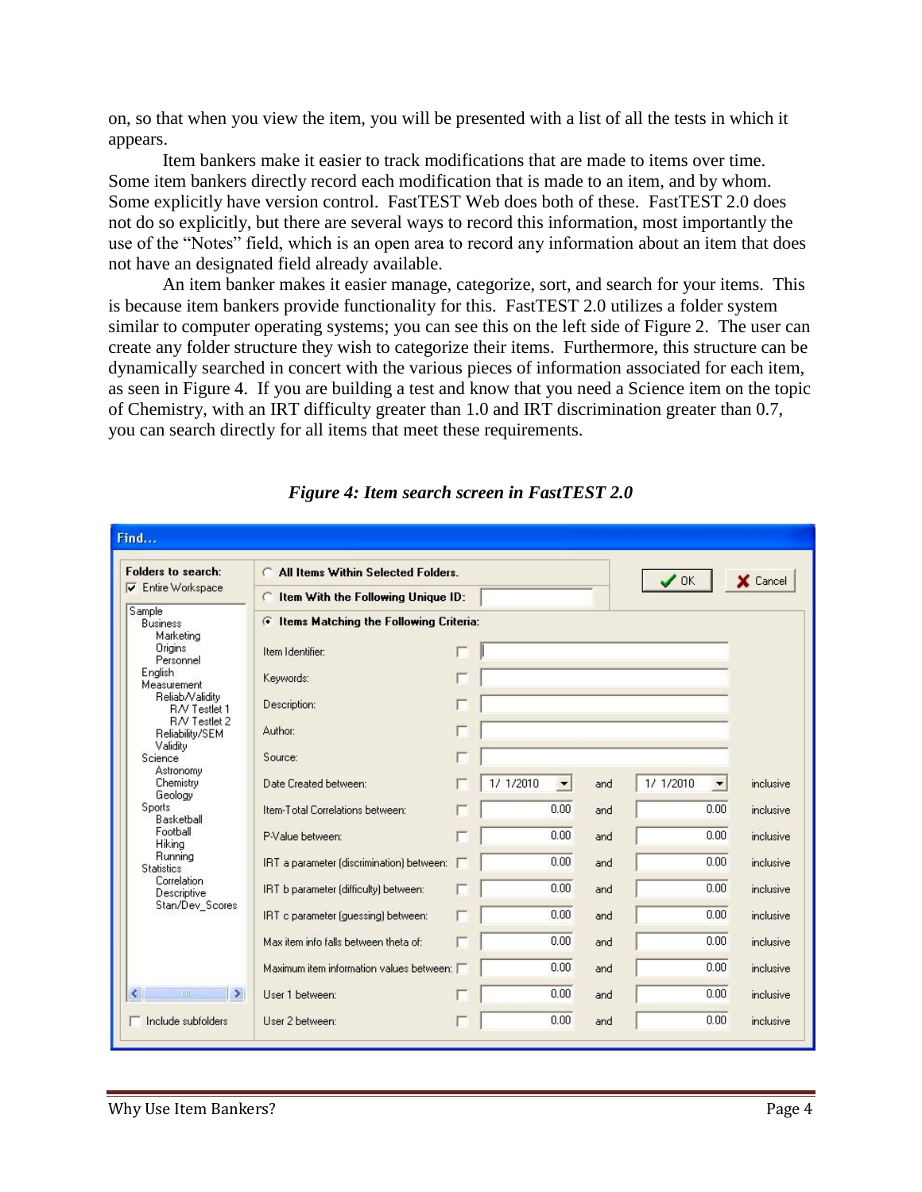on, so that when you view the item, you will be presented with a list of all the tests in which it appears.

Item bankers make it easier to track modifications that are made to items over time. Some item bankers directly record each modification that is made to an item, and by whom. Some explicitly have version control. FastTEST Web does both of these. FastTEST 2.0 does not do so explicitly, but there are several ways to record this information, most importantly the use of the "Notes" field, which is an open area to record any information about an item that does not have an designated field already available.

An item banker makes it easier manage, categorize, sort, and search for your items. This is because item bankers provide functionality for this. FastTEST 2.0 utilizes a folder system similar to computer operating systems; you can see this on the left side of Figure 2. The user can create any folder structure they wish to categorize their items. Furthermore, this structure can be dynamically searched in concert with the various pieces of information associated for each item, as seen in Figure 4. If you are building a test and know that you need a Science item on the topic of Chemistry, with an IRT difficulty greater than 1.0 and IRT discrimination greater than 0.7, you can search directly for all items that meet these requirements.

***Figure 4: Item search screen in FastTEST 2.0***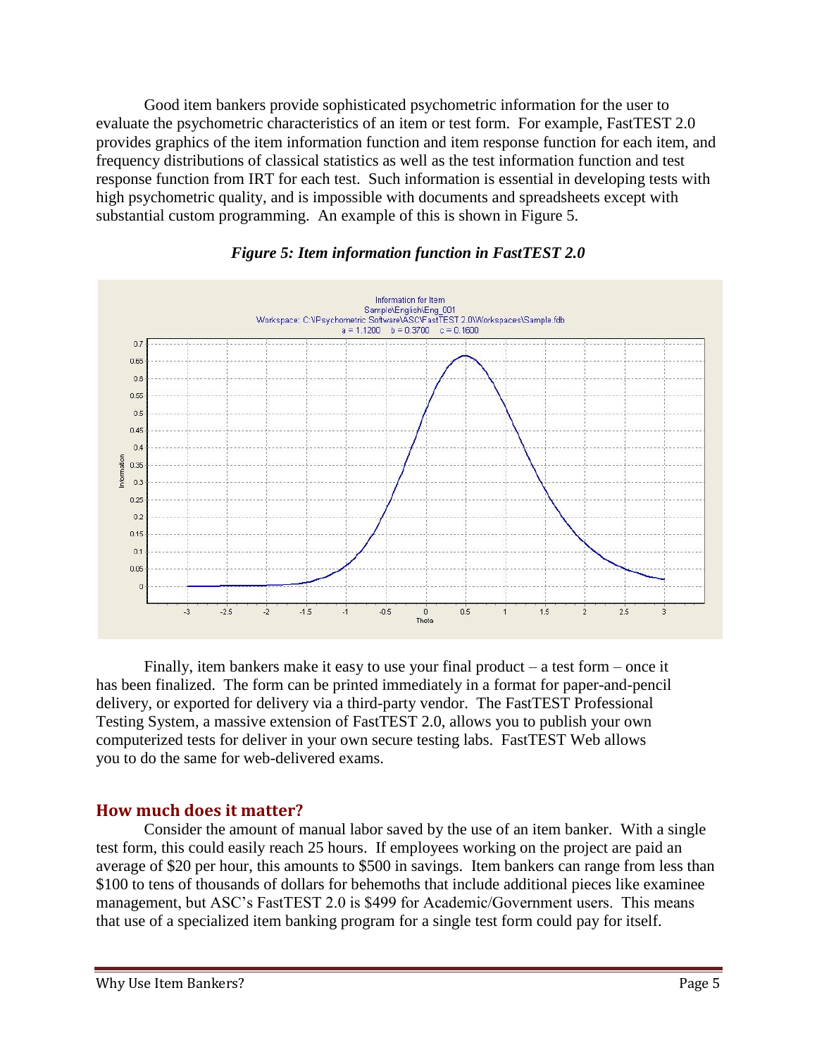Good item bankers provide sophisticated psychometric information for the user to evaluate the psychometric characteristics of an item or test form. For example, FastTEST 2.0 provides graphics of the item information function and item response function for each item, and frequency distributions of classical statistics as well as the test information function and test response function from IRT for each test. Such information is essential in developing tests with high psychometric quality, and is impossible with documents and spreadsheets except with substantial custom programming. An example of this is shown in Figure 5.

***Figure 5: Item information function in FastTEST 2.0***

Finally, item bankers make it easy to use your final product – a test form – once it has been finalized. The form can be printed immediately in a format for paper-and-pencil delivery, or exported for delivery via a third-party vendor. The FastTEST Professional Testing System, a massive extension of FastTEST 2.0, allows you to publish your own computerized tests for deliver in your own secure testing labs. FastTEST Web allows you to do the same for web-delivered exams.

## How much does it matter?

Consider the amount of manual labor saved by the use of an item banker. With a single test form, this could easily reach 25 hours. If employees working on the project are paid an average of $20 per hour, this amounts to $500 in savings. Item bankers can range from less than $100 to tens of thousands of dollars for behemoths that include additional pieces like examinee management, but ASC's FastTEST 2.0 is $499 for Academic/Government users. This means that use of a specialized item banking program for a single test form could pay for itself.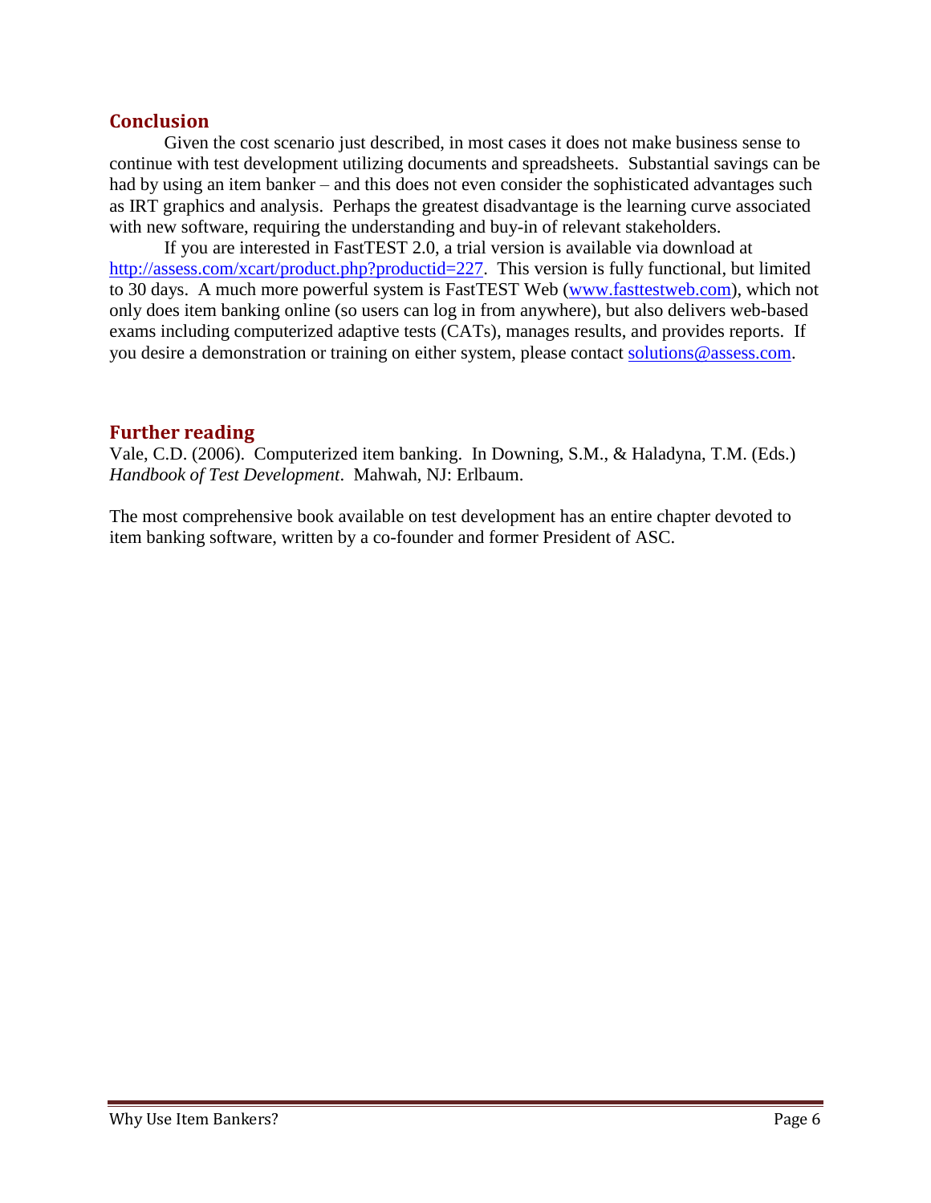## Conclusion

Given the cost scenario just described, in most cases it does not make business sense to continue with test development utilizing documents and spreadsheets. Substantial savings can be had by using an item banker – and this does not even consider the sophisticated advantages such as IRT graphics and analysis. Perhaps the greatest disadvantage is the learning curve associated with new software, requiring the understanding and buy-in of relevant stakeholders.

If you are interested in FastTEST 2.0, a trial version is available via download at [http://assess.com/xcart/product.php?productid=227](http://assess.com/xcart/product.php?productid=227). This version is fully functional, but limited to 30 days. A much more powerful system is FastTEST Web ([www.fasttestweb.com](www.fasttestweb.com)), which not only does item banking online (so users can log in from anywhere), but also delivers web-based exams including computerized adaptive tests (CATs), manages results, and provides reports. If you desire a demonstration or training on either system, please contact [solutions@assess.com](mailto:solutions@assess.com).

## Further reading

Vale, C.D. (2006). Computerized item banking. In Downing, S.M., & Haladyna, T.M. (Eds.) *Handbook of Test Development*. Mahwah, NJ: Erlbaum.

The most comprehensive book available on test development has an entire chapter devoted to item banking software, written by a co-founder and former President of ASC.